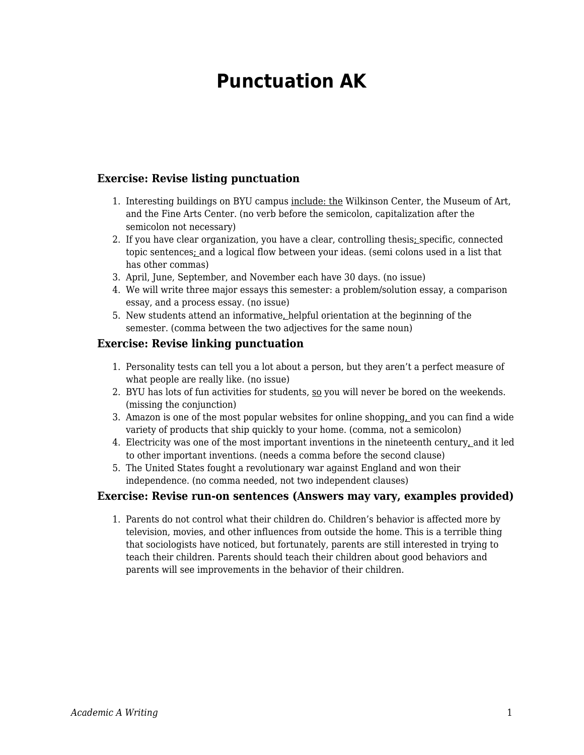# Punctuation AK

### Exercise: Revise listing punctuation

1. Interesting buildings on BYU campus <u>include: the</u> Wilkinson Center, the Museum of Art, and the Fine Arts Center. (no verb before the semicolon, capitalization after the semicolon not necessary)
2. If you have clear organization, you have a clear, controlling thesis<u>; </u>specific, connected topic sentences<u>; </u>and a logical flow between your ideas. (semi colons used in a list that has other commas)
3. April, June, September, and November each have 30 days. (no issue)
4. We will write three major essays this semester: a problem/solution essay, a comparison essay, and a process essay. (no issue)
5. New students attend an informative<u>, </u>helpful orientation at the beginning of the semester. (comma between the two adjectives for the same noun)

### Exercise: Revise linking punctuation

1. Personality tests can tell you a lot about a person, but they aren't a perfect measure of what people are really like. (no issue)
2. BYU has lots of fun activities for students, <u>so</u> you will never be bored on the weekends. (missing the conjunction)
3. Amazon is one of the most popular websites for online shopping<u>, </u>and you can find a wide variety of products that ship quickly to your home. (comma, not a semicolon)
4. Electricity was one of the most important inventions in the nineteenth century<u>, </u>and it led to other important inventions. (needs a comma before the second clause)
5. The United States fought a revolutionary war against England and won their independence. (no comma needed, not two independent clauses)

### Exercise: Revise run-on sentences (Answers may vary, examples provided)

1. Parents do not control what their children do. Children's behavior is affected more by television, movies, and other influences from outside the home. This is a terrible thing that sociologists have noticed, but fortunately, parents are still interested in trying to teach their children. Parents should teach their children about good behaviors and parents will see improvements in the behavior of their children.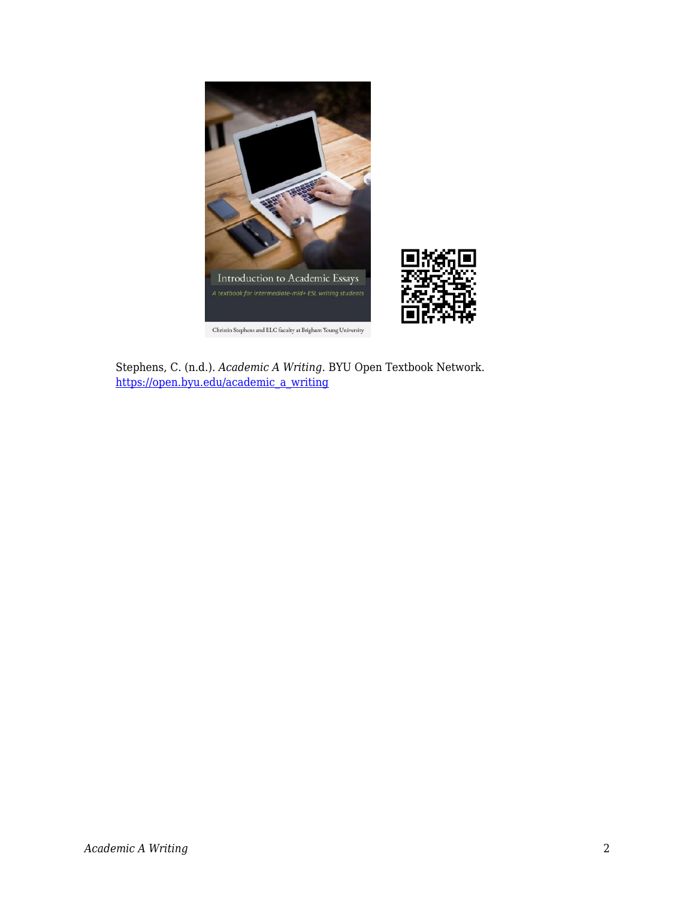Stephens, C. (n.d.). *Academic A Writing*. BYU Open Textbook Network. https://open.byu.edu/academic_a_writing